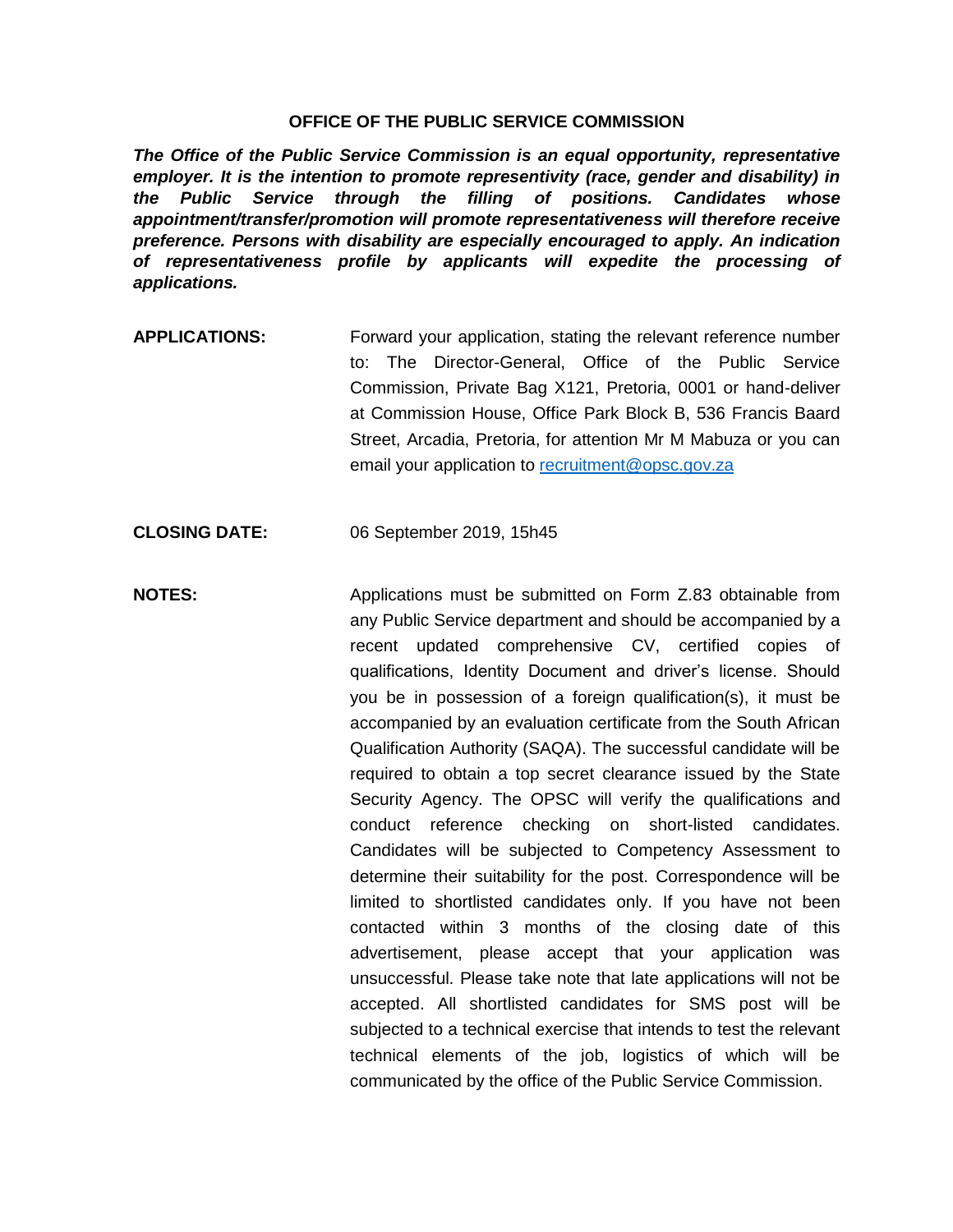# OFFICE OF THE PUBLIC SERVICE COMMISSION

***The Office of the Public Service Commission is an equal opportunity, representative employer. It is the intention to promote representivity (race, gender and disability) in the Public Service through the filling of positions. Candidates whose appointment/transfer/promotion will promote representativeness will therefore receive preference. Persons with disability are especially encouraged to apply. An indication of representativeness profile by applicants will expedite the processing of applications.***

**APPLICATIONS:** Forward your application, stating the relevant reference number to: The Director-General, Office of the Public Service Commission, Private Bag X121, Pretoria, 0001 or hand-deliver at Commission House, Office Park Block B, 536 Francis Baard Street, Arcadia, Pretoria, for attention Mr M Mabuza or you can email your application to recruitment@opsc.gov.za

**CLOSING DATE:** 06 September 2019, 15h45

**NOTES:** Applications must be submitted on Form Z.83 obtainable from any Public Service department and should be accompanied by a recent updated comprehensive CV, certified copies of qualifications, Identity Document and driver's license. Should you be in possession of a foreign qualification(s), it must be accompanied by an evaluation certificate from the South African Qualification Authority (SAQA). The successful candidate will be required to obtain a top secret clearance issued by the State Security Agency. The OPSC will verify the qualifications and conduct reference checking on short-listed candidates. Candidates will be subjected to Competency Assessment to determine their suitability for the post. Correspondence will be limited to shortlisted candidates only. If you have not been contacted within 3 months of the closing date of this advertisement, please accept that your application was unsuccessful. Please take note that late applications will not be accepted. All shortlisted candidates for SMS post will be subjected to a technical exercise that intends to test the relevant technical elements of the job, logistics of which will be communicated by the office of the Public Service Commission.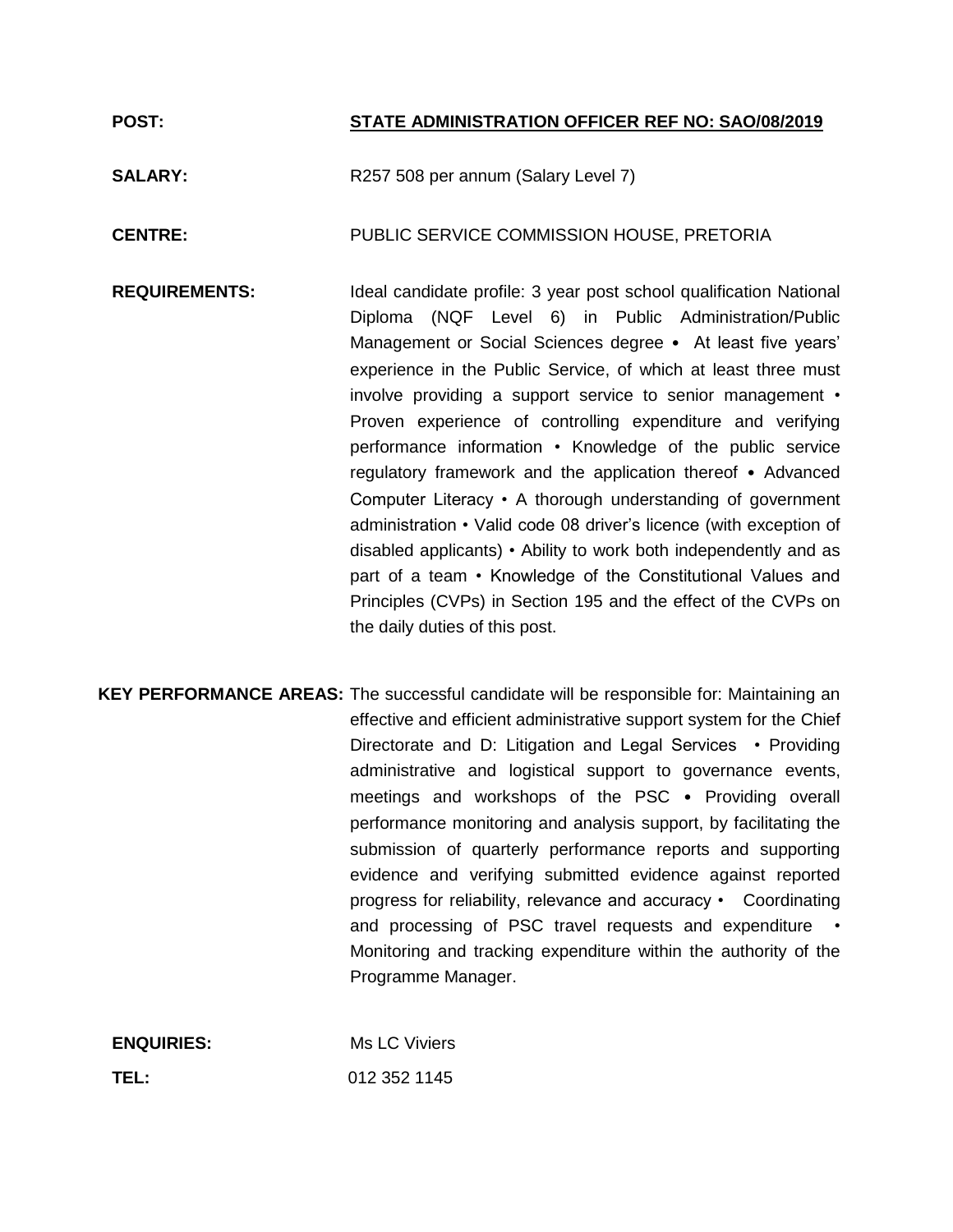**POST:** **STATE ADMINISTRATION OFFICER REF NO: SAO/08/2019**

**SALARY:** R257 508 per annum (Salary Level 7)

**CENTRE:** PUBLIC SERVICE COMMISSION HOUSE, PRETORIA

**REQUIREMENTS:** Ideal candidate profile: 3 year post school qualification National Diploma (NQF Level 6) in Public Administration/Public Management or Social Sciences degree • At least five years' experience in the Public Service, of which at least three must involve providing a support service to senior management • Proven experience of controlling expenditure and verifying performance information • Knowledge of the public service regulatory framework and the application thereof • Advanced Computer Literacy • A thorough understanding of government administration • Valid code 08 driver's licence (with exception of disabled applicants) • Ability to work both independently and as part of a team • Knowledge of the Constitutional Values and Principles (CVPs) in Section 195 and the effect of the CVPs on the daily duties of this post.

**KEY PERFORMANCE AREAS:** The successful candidate will be responsible for: Maintaining an effective and efficient administrative support system for the Chief Directorate and D: Litigation and Legal Services • Providing administrative and logistical support to governance events, meetings and workshops of the PSC • Providing overall performance monitoring and analysis support, by facilitating the submission of quarterly performance reports and supporting evidence and verifying submitted evidence against reported progress for reliability, relevance and accuracy • Coordinating and processing of PSC travel requests and expenditure • Monitoring and tracking expenditure within the authority of the Programme Manager.

**ENQUIRIES:** Ms LC Viviers

**TEL:** 012 352 1145